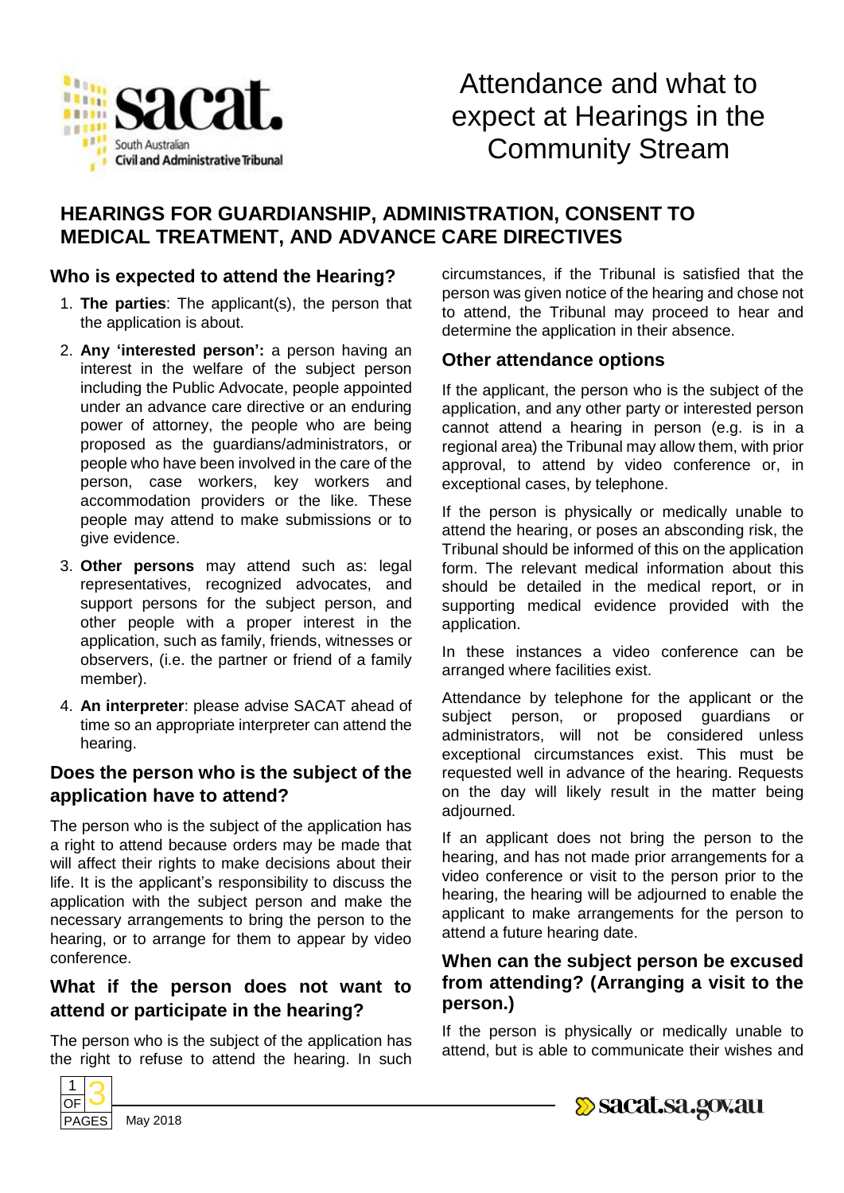# Attendance and what to expect at Hearings in the Community Stream

## HEARINGS FOR GUARDIANSHIP, ADMINISTRATION, CONSENT TO MEDICAL TREATMENT, AND ADVANCE CARE DIRECTIVES

### Who is expected to attend the Hearing?

1. **The parties**: The applicant(s), the person that the application is about.
2. **Any 'interested person':** a person having an interest in the welfare of the subject person including the Public Advocate, people appointed under an advance care directive or an enduring power of attorney, the people who are being proposed as the guardians/administrators, or people who have been involved in the care of the person, case workers, key workers and accommodation providers or the like. These people may attend to make submissions or to give evidence.
3. **Other persons** may attend such as: legal representatives, recognized advocates, and support persons for the subject person, and other people with a proper interest in the application, such as family, friends, witnesses or observers, (i.e. the partner or friend of a family member).
4. **An interpreter**: please advise SACAT ahead of time so an appropriate interpreter can attend the hearing.

### Does the person who is the subject of the application have to attend?

The person who is the subject of the application has a right to attend because orders may be made that will affect their rights to make decisions about their life. It is the applicant's responsibility to discuss the application with the subject person and make the necessary arrangements to bring the person to the hearing, or to arrange for them to appear by video conference.

### What if the person does not want to attend or participate in the hearing?

The person who is the subject of the application has the right to refuse to attend the hearing. In such circumstances, if the Tribunal is satisfied that the person was given notice of the hearing and chose not to attend, the Tribunal may proceed to hear and determine the application in their absence.

### Other attendance options

If the applicant, the person who is the subject of the application, and any other party or interested person cannot attend a hearing in person (e.g. is in a regional area) the Tribunal may allow them, with prior approval, to attend by video conference or, in exceptional cases, by telephone.

If the person is physically or medically unable to attend the hearing, or poses an absconding risk, the Tribunal should be informed of this on the application form. The relevant medical information about this should be detailed in the medical report, or in supporting medical evidence provided with the application.

In these instances a video conference can be arranged where facilities exist.

Attendance by telephone for the applicant or the subject person, or proposed guardians or administrators, will not be considered unless exceptional circumstances exist. This must be requested well in advance of the hearing. Requests on the day will likely result in the matter being adjourned.

If an applicant does not bring the person to the hearing, and has not made prior arrangements for a video conference or visit to the person prior to the hearing, the hearing will be adjourned to enable the applicant to make arrangements for the person to attend a future hearing date.

### When can the subject person be excused from attending? (Arranging a visit to the person.)

If the person is physically or medically unable to attend, but is able to communicate their wishes and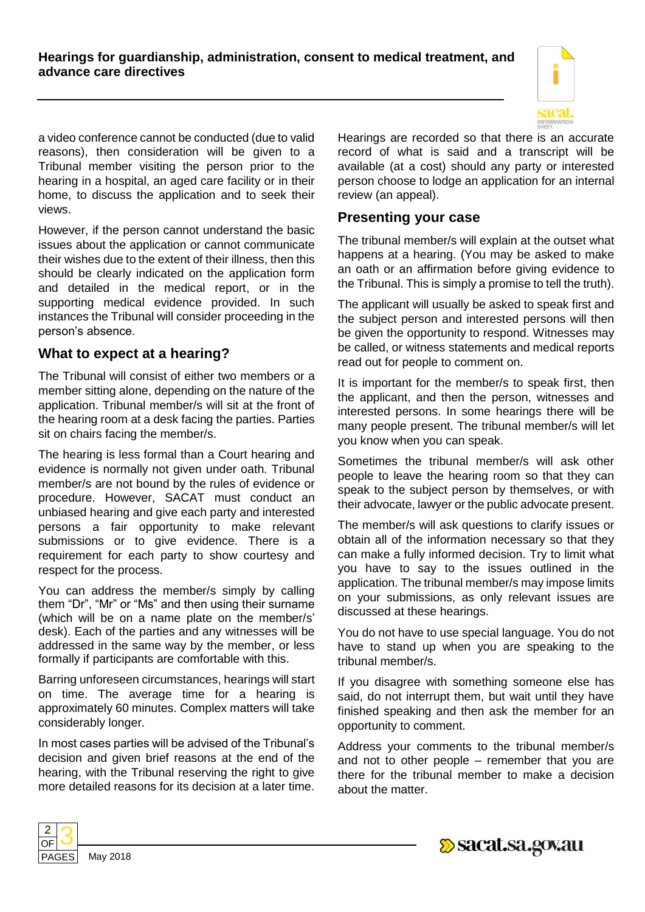a video conference cannot be conducted (due to valid reasons), then consideration will be given to a Tribunal member visiting the person prior to the hearing in a hospital, an aged care facility or in their home, to discuss the application and to seek their views.

However, if the person cannot understand the basic issues about the application or cannot communicate their wishes due to the extent of their illness, then this should be clearly indicated on the application form and detailed in the medical report, or in the supporting medical evidence provided. In such instances the Tribunal will consider proceeding in the person's absence.

## What to expect at a hearing?

The Tribunal will consist of either two members or a member sitting alone, depending on the nature of the application. Tribunal member/s will sit at the front of the hearing room at a desk facing the parties. Parties sit on chairs facing the member/s.

The hearing is less formal than a Court hearing and evidence is normally not given under oath. Tribunal member/s are not bound by the rules of evidence or procedure. However, SACAT must conduct an unbiased hearing and give each party and interested persons a fair opportunity to make relevant submissions or to give evidence. There is a requirement for each party to show courtesy and respect for the process.

You can address the member/s simply by calling them "Dr", "Mr" or "Ms" and then using their surname (which will be on a name plate on the member/s' desk). Each of the parties and any witnesses will be addressed in the same way by the member, or less formally if participants are comfortable with this.

Barring unforeseen circumstances, hearings will start on time. The average time for a hearing is approximately 60 minutes. Complex matters will take considerably longer.

In most cases parties will be advised of the Tribunal's decision and given brief reasons at the end of the hearing, with the Tribunal reserving the right to give more detailed reasons for its decision at a later time.

Hearings are recorded so that there is an accurate record of what is said and a transcript will be available (at a cost) should any party or interested person choose to lodge an application for an internal review (an appeal).

## Presenting your case

The tribunal member/s will explain at the outset what happens at a hearing. (You may be asked to make an oath or an affirmation before giving evidence to the Tribunal. This is simply a promise to tell the truth).

The applicant will usually be asked to speak first and the subject person and interested persons will then be given the opportunity to respond. Witnesses may be called, or witness statements and medical reports read out for people to comment on.

It is important for the member/s to speak first, then the applicant, and then the person, witnesses and interested persons. In some hearings there will be many people present. The tribunal member/s will let you know when you can speak.

Sometimes the tribunal member/s will ask other people to leave the hearing room so that they can speak to the subject person by themselves, or with their advocate, lawyer or the public advocate present.

The member/s will ask questions to clarify issues or obtain all of the information necessary so that they can make a fully informed decision. Try to limit what you have to say to the issues outlined in the application. The tribunal member/s may impose limits on your submissions, as only relevant issues are discussed at these hearings.

You do not have to use special language. You do not have to stand up when you are speaking to the tribunal member/s.

If you disagree with something someone else has said, do not interrupt them, but wait until they have finished speaking and then ask the member for an opportunity to comment.

Address your comments to the tribunal member/s and not to other people – remember that you are there for the tribunal member to make a decision about the matter.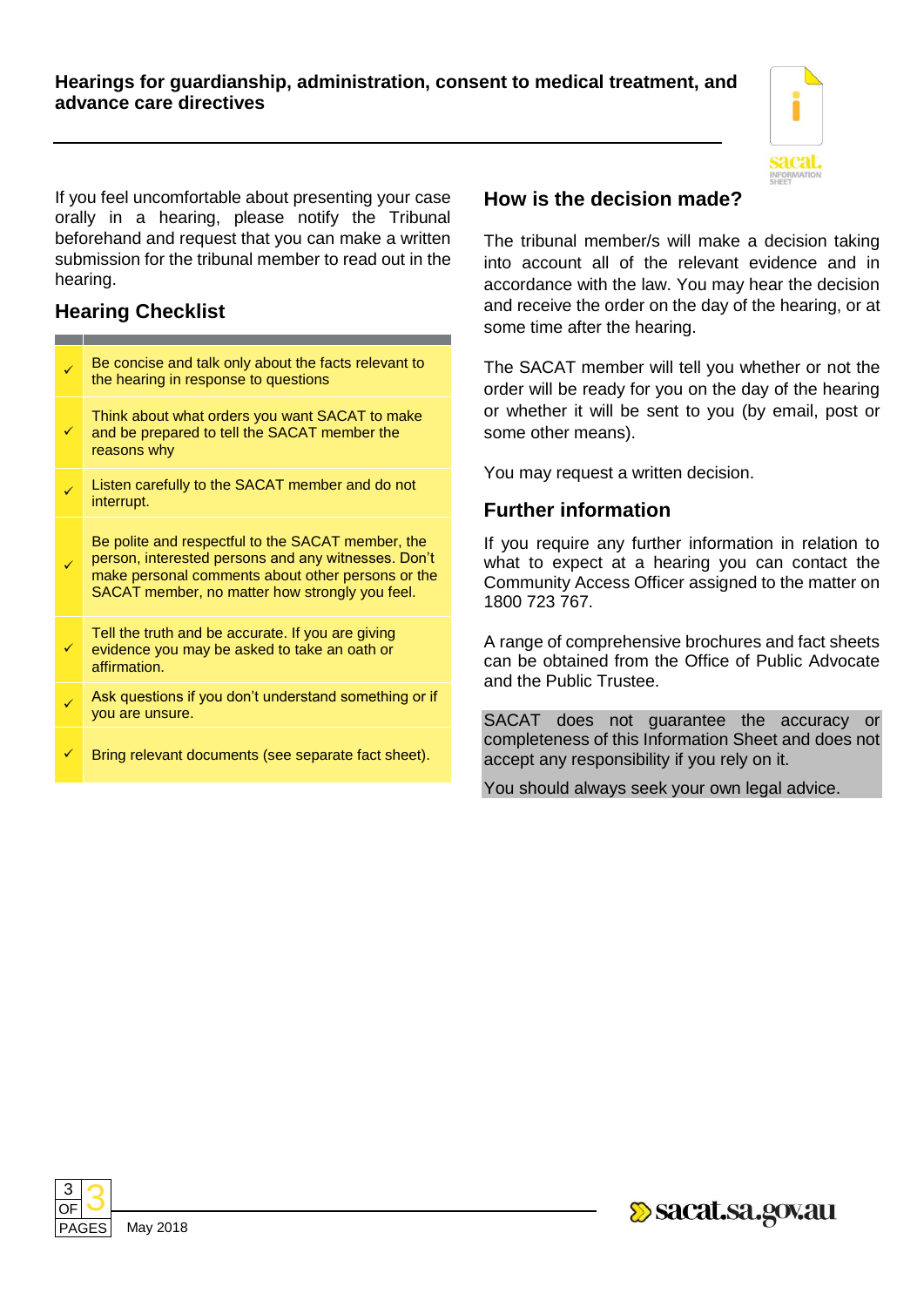If you feel uncomfortable about presenting your case orally in a hearing, please notify the Tribunal beforehand and request that you can make a written submission for the tribunal member to read out in the hearing.

## Hearing Checklist

| | |
|---|---|
| ✓ | Be concise and talk only about the facts relevant to the hearing in response to questions |
| ✓ | Think about what orders you want SACAT to make and be prepared to tell the SACAT member the reasons why |
| ✓ | Listen carefully to the SACAT member and do not interrupt. |
| ✓ | Be polite and respectful to the SACAT member, the person, interested persons and any witnesses. Don't make personal comments about other persons or the SACAT member, no matter how strongly you feel. |
| ✓ | Tell the truth and be accurate. If you are giving evidence you may be asked to take an oath or affirmation. |
| ✓ | Ask questions if you don't understand something or if you are unsure. |
| ✓ | Bring relevant documents (see separate fact sheet). |

## How is the decision made?

The tribunal member/s will make a decision taking into account all of the relevant evidence and in accordance with the law. You may hear the decision and receive the order on the day of the hearing, or at some time after the hearing.

The SACAT member will tell you whether or not the order will be ready for you on the day of the hearing or whether it will be sent to you (by email, post or some other means).

You may request a written decision.

## Further information

If you require any further information in relation to what to expect at a hearing you can contact the Community Access Officer assigned to the matter on 1800 723 767.

A range of comprehensive brochures and fact sheets can be obtained from the Office of Public Advocate and the Public Trustee.

SACAT does not guarantee the accuracy or completeness of this Information Sheet and does not accept any responsibility if you rely on it.

You should always seek your own legal advice.

May 2018